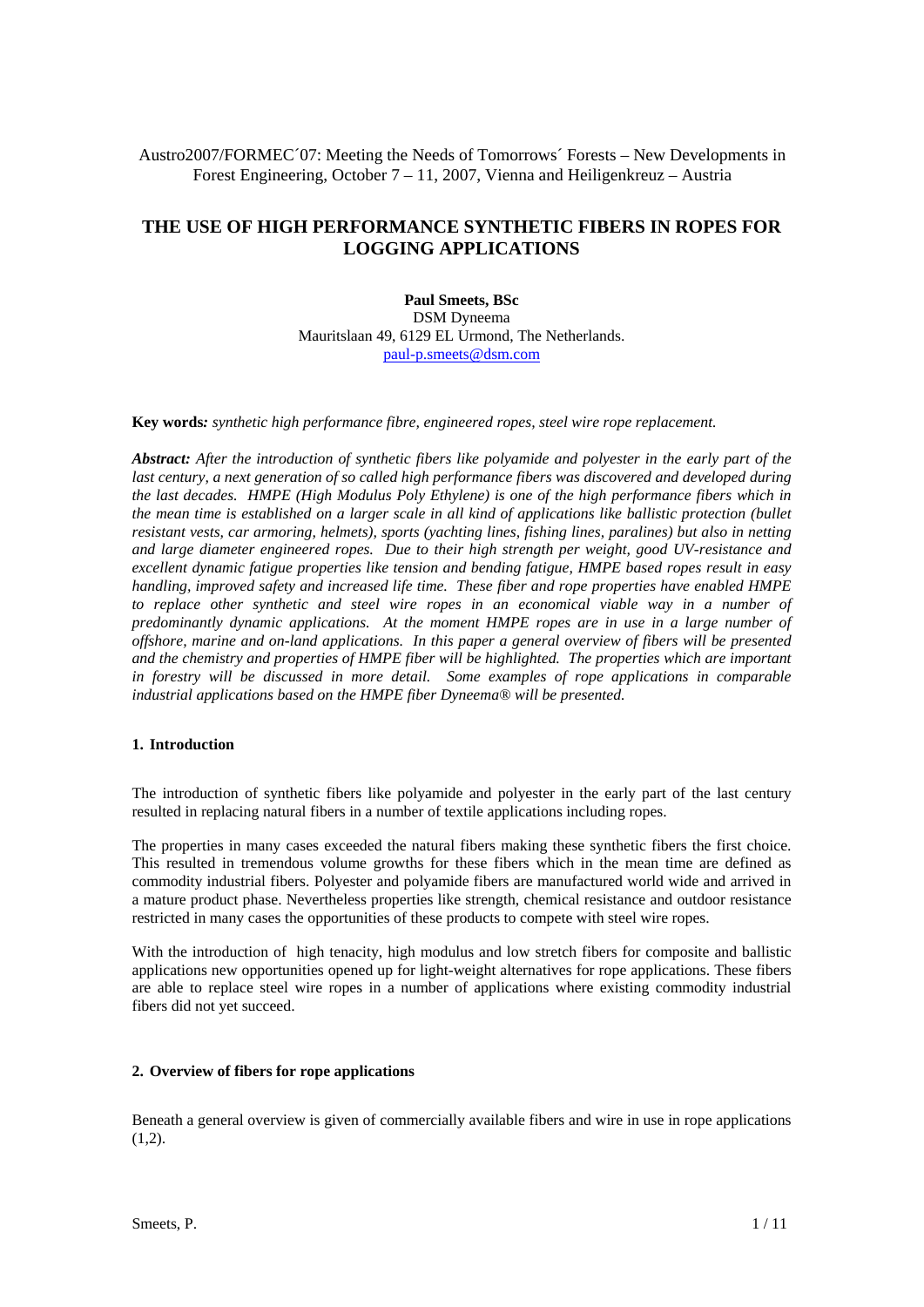Austro2007/FORMEC´07: Meeting the Needs of Tomorrows´ Forests – New Developments in Forest Engineering, October 7 – 11, 2007, Vienna and Heiligenkreuz – Austria

# THE USE OF HIGH PERFORMANCE SYNTHETIC FIBERS IN ROPES FOR LOGGING APPLICATIONS

**Paul Smeets, BSc**
DSM Dyneema
Mauritslaan 49, 6129 EL Urmond, The Netherlands.
paul-p.smeets@dsm.com

**Key words***:* *synthetic high performance fibre, engineered ropes, steel wire rope replacement.*

***Abstract:*** *After the introduction of synthetic fibers like polyamide and polyester in the early part of the last century, a next generation of so called high performance fibers was discovered and developed during the last decades. HMPE (High Modulus Poly Ethylene) is one of the high performance fibers which in the mean time is established on a larger scale in all kind of applications like ballistic protection (bullet resistant vests, car armoring, helmets), sports (yachting lines, fishing lines, paralines) but also in netting and large diameter engineered ropes. Due to their high strength per weight, good UV-resistance and excellent dynamic fatigue properties like tension and bending fatigue, HMPE based ropes result in easy handling, improved safety and increased life time. These fiber and rope properties have enabled HMPE to replace other synthetic and steel wire ropes in an economical viable way in a number of predominantly dynamic applications. At the moment HMPE ropes are in use in a large number of offshore, marine and on-land applications. In this paper a general overview of fibers will be presented and the chemistry and properties of HMPE fiber will be highlighted. The properties which are important in forestry will be discussed in more detail. Some examples of rope applications in comparable industrial applications based on the HMPE fiber Dyneema® will be presented.*

## 1. Introduction

The introduction of synthetic fibers like polyamide and polyester in the early part of the last century resulted in replacing natural fibers in a number of textile applications including ropes.

The properties in many cases exceeded the natural fibers making these synthetic fibers the first choice. This resulted in tremendous volume growths for these fibers which in the mean time are defined as commodity industrial fibers. Polyester and polyamide fibers are manufactured world wide and arrived in a mature product phase. Nevertheless properties like strength, chemical resistance and outdoor resistance restricted in many cases the opportunities of these products to compete with steel wire ropes.

With the introduction of high tenacity, high modulus and low stretch fibers for composite and ballistic applications new opportunities opened up for light-weight alternatives for rope applications. These fibers are able to replace steel wire ropes in a number of applications where existing commodity industrial fibers did not yet succeed.

## 2. Overview of fibers for rope applications

Beneath a general overview is given of commercially available fibers and wire in use in rope applications (1,2).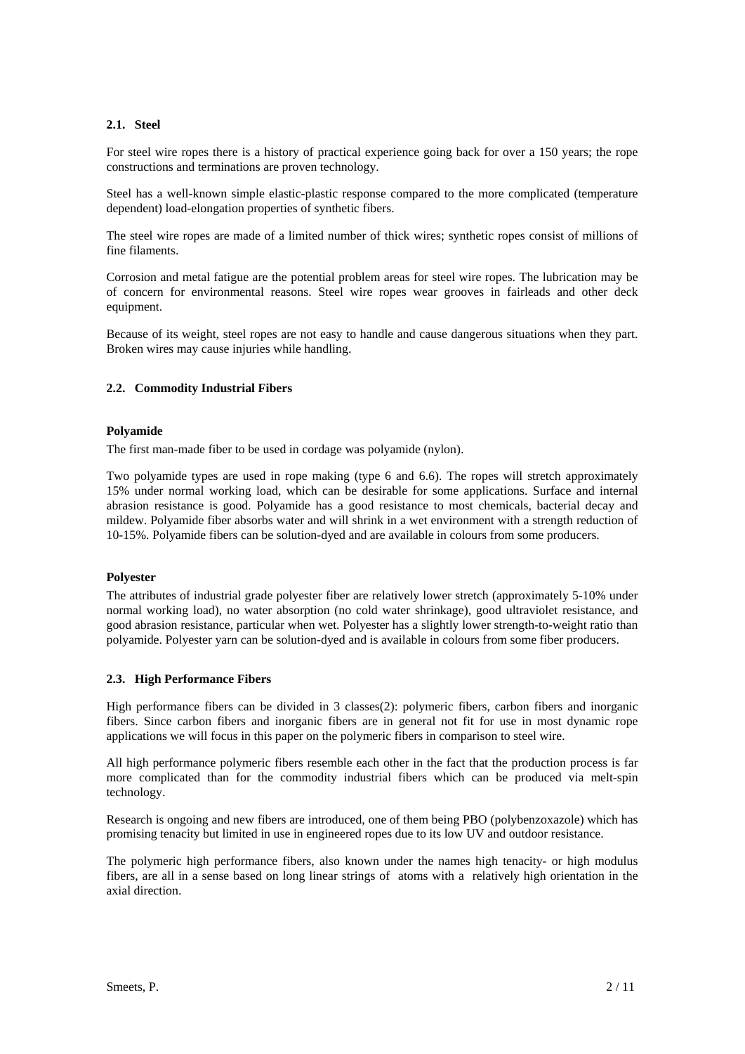### 2.1. Steel

For steel wire ropes there is a history of practical experience going back for over a 150 years; the rope constructions and terminations are proven technology.

Steel has a well-known simple elastic-plastic response compared to the more complicated (temperature dependent) load-elongation properties of synthetic fibers.

The steel wire ropes are made of a limited number of thick wires; synthetic ropes consist of millions of fine filaments.

Corrosion and metal fatigue are the potential problem areas for steel wire ropes. The lubrication may be of concern for environmental reasons. Steel wire ropes wear grooves in fairleads and other deck equipment.

Because of its weight, steel ropes are not easy to handle and cause dangerous situations when they part. Broken wires may cause injuries while handling.

### 2.2. Commodity Industrial Fibers

**Polyamide**

The first man-made fiber to be used in cordage was polyamide (nylon).

Two polyamide types are used in rope making (type 6 and 6.6). The ropes will stretch approximately 15% under normal working load, which can be desirable for some applications. Surface and internal abrasion resistance is good. Polyamide has a good resistance to most chemicals, bacterial decay and mildew. Polyamide fiber absorbs water and will shrink in a wet environment with a strength reduction of 10-15%. Polyamide fibers can be solution-dyed and are available in colours from some producers.

**Polyester**

The attributes of industrial grade polyester fiber are relatively lower stretch (approximately 5-10% under normal working load), no water absorption (no cold water shrinkage), good ultraviolet resistance, and good abrasion resistance, particular when wet. Polyester has a slightly lower strength-to-weight ratio than polyamide. Polyester yarn can be solution-dyed and is available in colours from some fiber producers.

### 2.3. High Performance Fibers

High performance fibers can be divided in 3 classes(2): polymeric fibers, carbon fibers and inorganic fibers. Since carbon fibers and inorganic fibers are in general not fit for use in most dynamic rope applications we will focus in this paper on the polymeric fibers in comparison to steel wire.

All high performance polymeric fibers resemble each other in the fact that the production process is far more complicated than for the commodity industrial fibers which can be produced via melt-spin technology.

Research is ongoing and new fibers are introduced, one of them being PBO (polybenzoxazole) which has promising tenacity but limited in use in engineered ropes due to its low UV and outdoor resistance.

The polymeric high performance fibers, also known under the names high tenacity- or high modulus fibers, are all in a sense based on long linear strings of atoms with a relatively high orientation in the axial direction.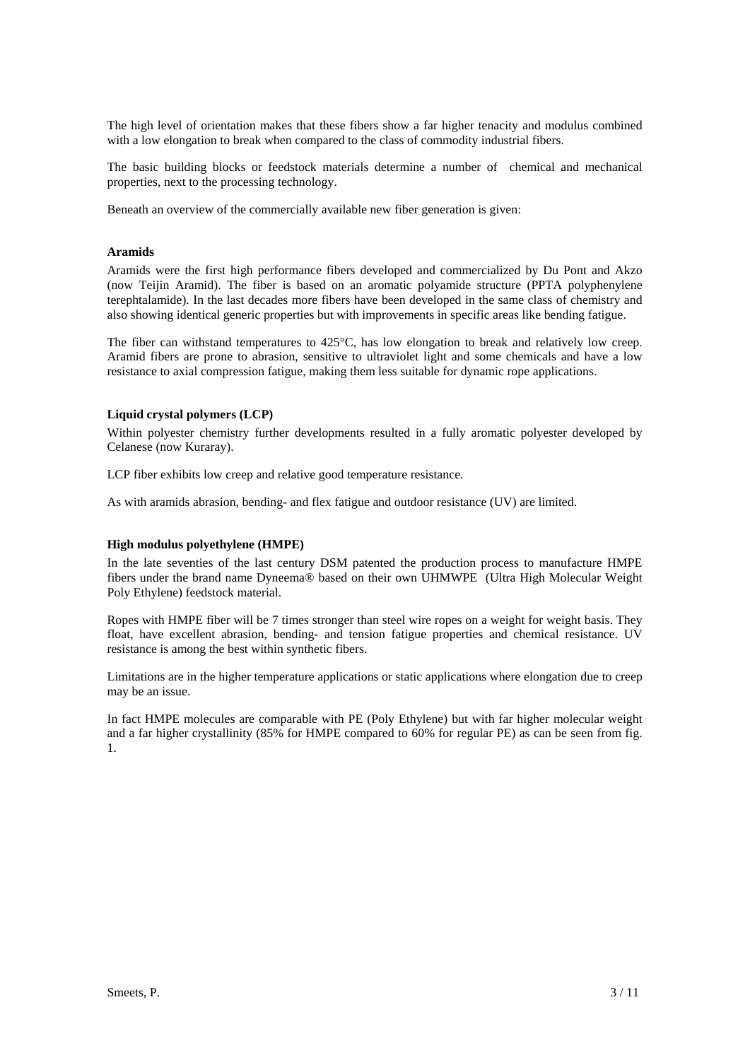The high level of orientation makes that these fibers show a far higher tenacity and modulus combined with a low elongation to break when compared to the class of commodity industrial fibers.

The basic building blocks or feedstock materials determine a number of chemical and mechanical properties, next to the processing technology.

Beneath an overview of the commercially available new fiber generation is given:

**Aramids**

Aramids were the first high performance fibers developed and commercialized by Du Pont and Akzo (now Teijin Aramid). The fiber is based on an aromatic polyamide structure (PPTA polyphenylene terephtalamide). In the last decades more fibers have been developed in the same class of chemistry and also showing identical generic properties but with improvements in specific areas like bending fatigue.

The fiber can withstand temperatures to 425°C, has low elongation to break and relatively low creep. Aramid fibers are prone to abrasion, sensitive to ultraviolet light and some chemicals and have a low resistance to axial compression fatigue, making them less suitable for dynamic rope applications.

**Liquid crystal polymers (LCP)**

Within polyester chemistry further developments resulted in a fully aromatic polyester developed by Celanese (now Kuraray).

LCP fiber exhibits low creep and relative good temperature resistance.

As with aramids abrasion, bending- and flex fatigue and outdoor resistance (UV) are limited.

**High modulus polyethylene (HMPE)**

In the late seventies of the last century DSM patented the production process to manufacture HMPE fibers under the brand name Dyneema® based on their own UHMWPE (Ultra High Molecular Weight Poly Ethylene) feedstock material.

Ropes with HMPE fiber will be 7 times stronger than steel wire ropes on a weight for weight basis. They float, have excellent abrasion, bending- and tension fatigue properties and chemical resistance. UV resistance is among the best within synthetic fibers.

Limitations are in the higher temperature applications or static applications where elongation due to creep may be an issue.

In fact HMPE molecules are comparable with PE (Poly Ethylene) but with far higher molecular weight and a far higher crystallinity (85% for HMPE compared to 60% for regular PE) as can be seen from fig. 1.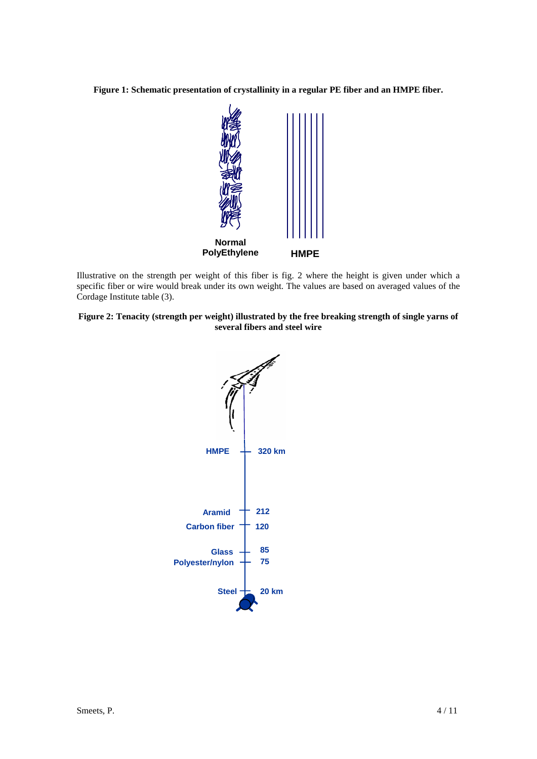**Figure 1: Schematic presentation of crystallinity in a regular PE fiber and an HMPE fiber.**

Normal PolyEthylene

HMPE

Illustrative on the strength per weight of this fiber is fig. 2 where the height is given under which a specific fiber or wire would break under its own weight. The values are based on averaged values of the Cordage Institute table (3).

**Figure 2: Tenacity (strength per weight) illustrated by the free breaking strength of single yarns of several fibers and steel wire**

HMPE 320 km

Aramid 212

Carbon fiber 120

Glass 85

Polyester/nylon 75

Steel 20 km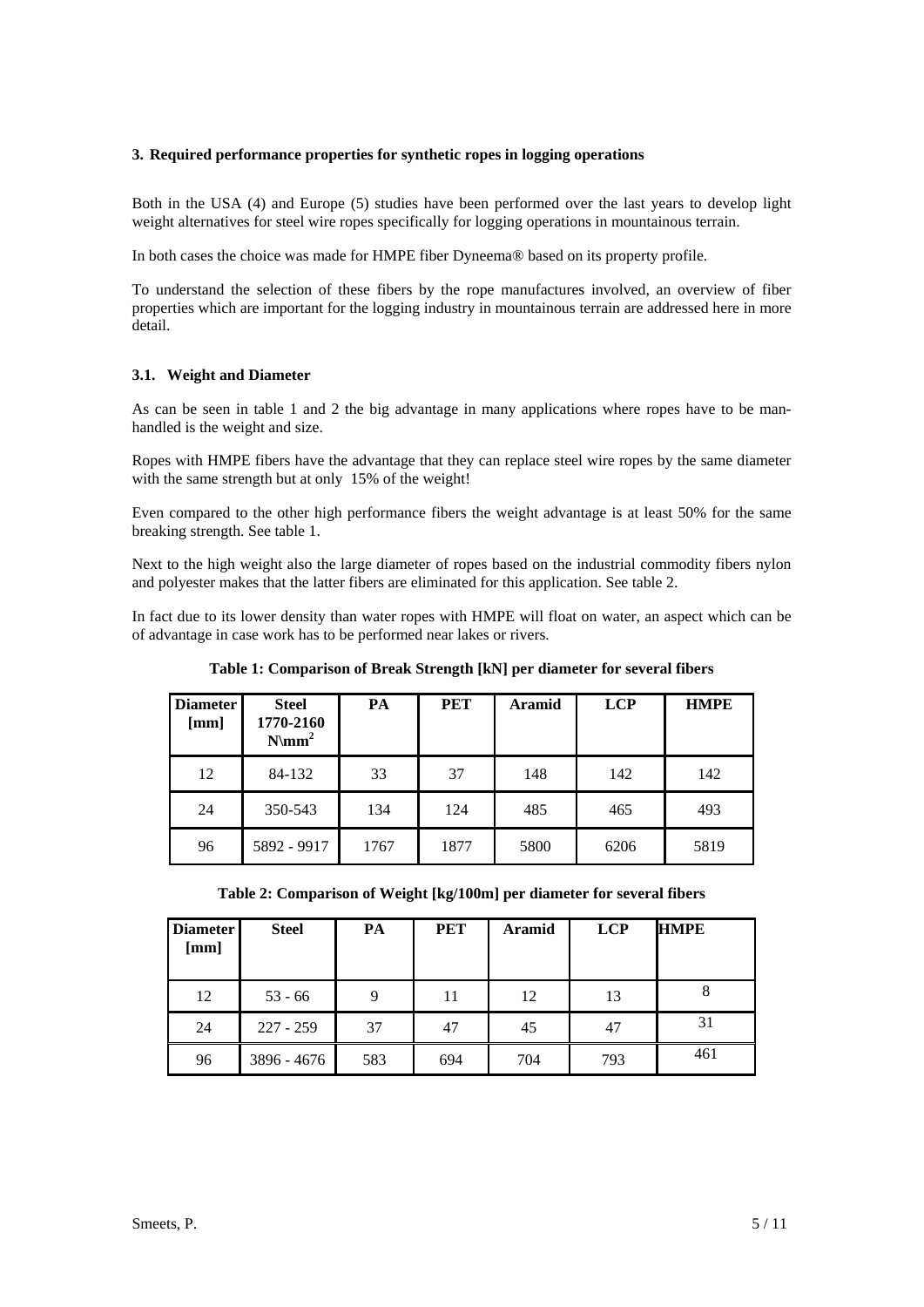### 3. Required performance properties for synthetic ropes in logging operations

Both in the USA (4) and Europe (5) studies have been performed over the last years to develop light weight alternatives for steel wire ropes specifically for logging operations in mountainous terrain.

In both cases the choice was made for HMPE fiber Dyneema® based on its property profile.

To understand the selection of these fibers by the rope manufactures involved, an overview of fiber properties which are important for the logging industry in mountainous terrain are addressed here in more detail.

#### 3.1. Weight and Diameter

As can be seen in table 1 and 2 the big advantage in many applications where ropes have to be man-handled is the weight and size.

Ropes with HMPE fibers have the advantage that they can replace steel wire ropes by the same diameter with the same strength but at only 15% of the weight!

Even compared to the other high performance fibers the weight advantage is at least 50% for the same breaking strength. See table 1.

Next to the high weight also the large diameter of ropes based on the industrial commodity fibers nylon and polyester makes that the latter fibers are eliminated for this application. See table 2.

In fact due to its lower density than water ropes with HMPE will float on water, an aspect which can be of advantage in case work has to be performed near lakes or rivers.

**Table 1: Comparison of Break Strength [kN] per diameter for several fibers**

| Diameter [mm] | Steel 1770-2160 N\mm$^2$ | PA | PET | Aramid | LCP | HMPE |
|---|---|---|---|---|---|---|
| 12 | 84-132 | 33 | 37 | 148 | 142 | 142 |
| 24 | 350-543 | 134 | 124 | 485 | 465 | 493 |
| 96 | 5892 - 9917 | 1767 | 1877 | 5800 | 6206 | 5819 |

**Table 2: Comparison of Weight [kg/100m] per diameter for several fibers**

| Diameter [mm] | Steel | PA | PET | Aramid | LCP | HMPE |
|---|---|---|---|---|---|---|
| 12 | 53 - 66 | 9 | 11 | 12 | 13 | 8 |
| 24 | 227 - 259 | 37 | 47 | 45 | 47 | 31 |
| 96 | 3896 - 4676 | 583 | 694 | 704 | 793 | 461 |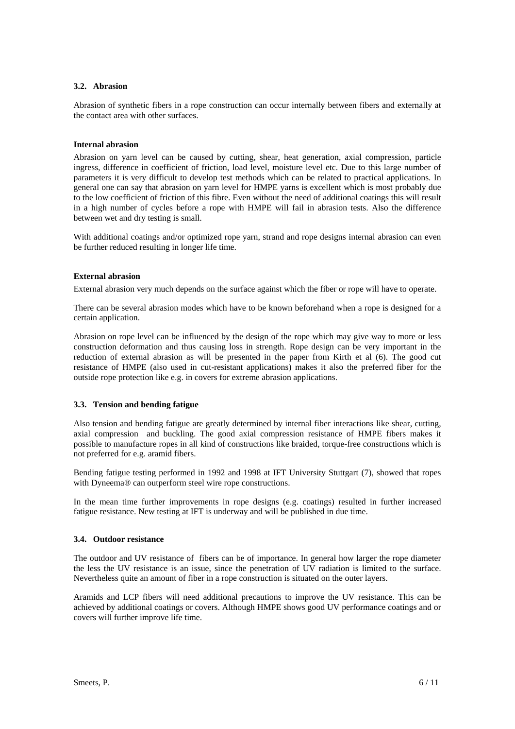### 3.2. Abrasion

Abrasion of synthetic fibers in a rope construction can occur internally between fibers and externally at the contact area with other surfaces.

#### Internal abrasion

Abrasion on yarn level can be caused by cutting, shear, heat generation, axial compression, particle ingress, difference in coefficient of friction, load level, moisture level etc. Due to this large number of parameters it is very difficult to develop test methods which can be related to practical applications. In general one can say that abrasion on yarn level for HMPE yarns is excellent which is most probably due to the low coefficient of friction of this fibre. Even without the need of additional coatings this will result in a high number of cycles before a rope with HMPE will fail in abrasion tests. Also the difference between wet and dry testing is small.

With additional coatings and/or optimized rope yarn, strand and rope designs internal abrasion can even be further reduced resulting in longer life time.

#### External abrasion

External abrasion very much depends on the surface against which the fiber or rope will have to operate.

There can be several abrasion modes which have to be known beforehand when a rope is designed for a certain application.

Abrasion on rope level can be influenced by the design of the rope which may give way to more or less construction deformation and thus causing loss in strength. Rope design can be very important in the reduction of external abrasion as will be presented in the paper from Kirth et al (6). The good cut resistance of HMPE (also used in cut-resistant applications) makes it also the preferred fiber for the outside rope protection like e.g. in covers for extreme abrasion applications.

### 3.3. Tension and bending fatigue

Also tension and bending fatigue are greatly determined by internal fiber interactions like shear, cutting, axial compression and buckling. The good axial compression resistance of HMPE fibers makes it possible to manufacture ropes in all kind of constructions like braided, torque-free constructions which is not preferred for e.g. aramid fibers.

Bending fatigue testing performed in 1992 and 1998 at IFT University Stuttgart (7), showed that ropes with Dyneema® can outperform steel wire rope constructions.

In the mean time further improvements in rope designs (e.g. coatings) resulted in further increased fatigue resistance. New testing at IFT is underway and will be published in due time.

### 3.4. Outdoor resistance

The outdoor and UV resistance of fibers can be of importance. In general how larger the rope diameter the less the UV resistance is an issue, since the penetration of UV radiation is limited to the surface. Nevertheless quite an amount of fiber in a rope construction is situated on the outer layers.

Aramids and LCP fibers will need additional precautions to improve the UV resistance. This can be achieved by additional coatings or covers. Although HMPE shows good UV performance coatings and or covers will further improve life time.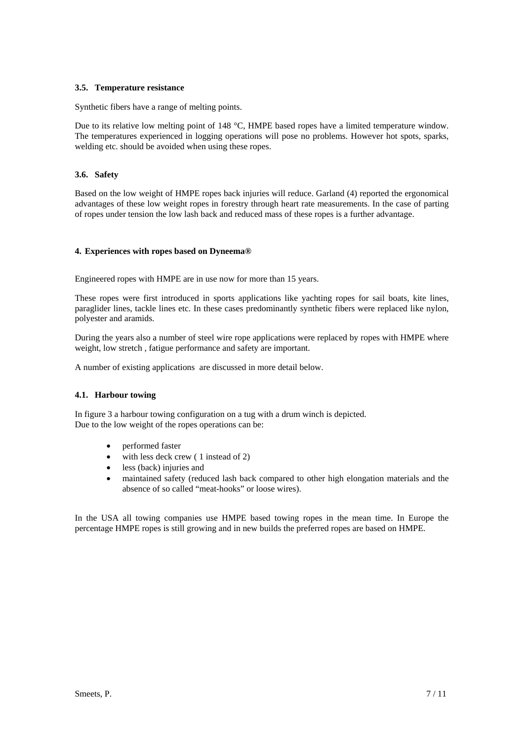### 3.5. Temperature resistance

Synthetic fibers have a range of melting points.

Due to its relative low melting point of 148 °C, HMPE based ropes have a limited temperature window. The temperatures experienced in logging operations will pose no problems. However hot spots, sparks, welding etc. should be avoided when using these ropes.

### 3.6. Safety

Based on the low weight of HMPE ropes back injuries will reduce. Garland (4) reported the ergonomical advantages of these low weight ropes in forestry through heart rate measurements. In the case of parting of ropes under tension the low lash back and reduced mass of these ropes is a further advantage.

## 4. Experiences with ropes based on Dyneema®

Engineered ropes with HMPE are in use now for more than 15 years.

These ropes were first introduced in sports applications like yachting ropes for sail boats, kite lines, paraglider lines, tackle lines etc. In these cases predominantly synthetic fibers were replaced like nylon, polyester and aramids.

During the years also a number of steel wire rope applications were replaced by ropes with HMPE where weight, low stretch , fatigue performance and safety are important.

A number of existing applications are discussed in more detail below.

### 4.1. Harbour towing

In figure 3 a harbour towing configuration on a tug with a drum winch is depicted.
Due to the low weight of the ropes operations can be:

- performed faster
- with less deck crew ( 1 instead of 2)
- less (back) injuries and
- maintained safety (reduced lash back compared to other high elongation materials and the absence of so called "meat-hooks" or loose wires).

In the USA all towing companies use HMPE based towing ropes in the mean time. In Europe the percentage HMPE ropes is still growing and in new builds the preferred ropes are based on HMPE.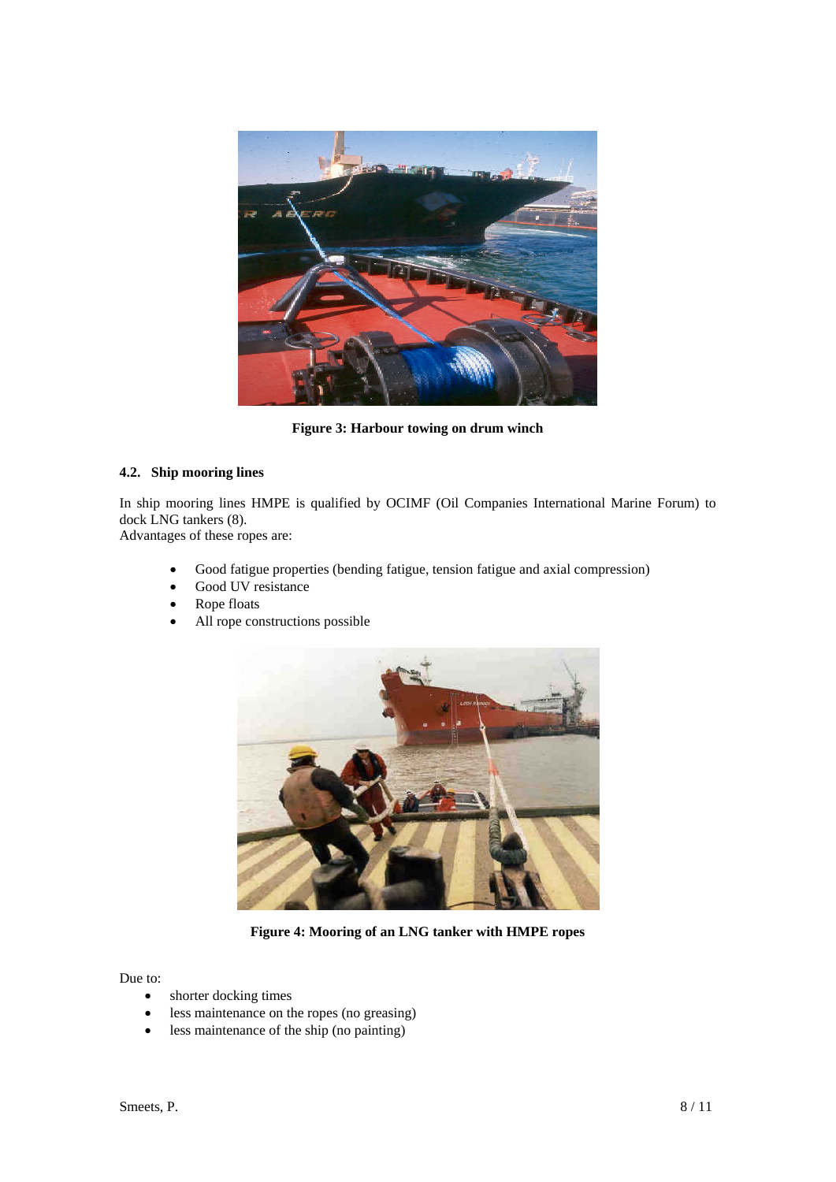Figure 3: Harbour towing on drum winch

### 4.2. Ship mooring lines

In ship mooring lines HMPE is qualified by OCIMF (Oil Companies International Marine Forum) to dock LNG tankers (8).
Advantages of these ropes are:

- Good fatigue properties (bending fatigue, tension fatigue and axial compression)
- Good UV resistance
- Rope floats
- All rope constructions possible

Figure 4: Mooring of an LNG tanker with HMPE ropes

Due to:

- shorter docking times
- less maintenance on the ropes (no greasing)
- less maintenance of the ship (no painting)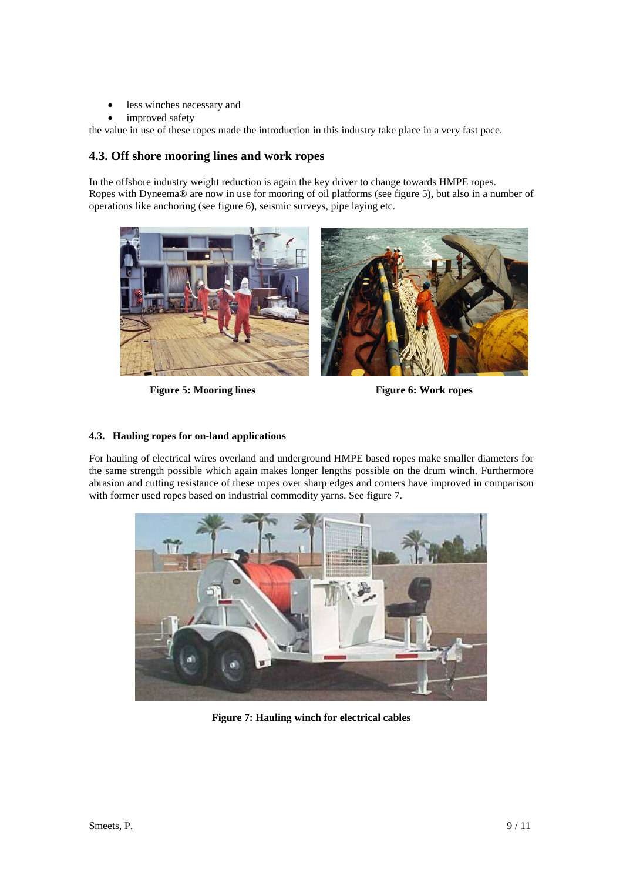- less winches necessary and
- improved safety

the value in use of these ropes made the introduction in this industry take place in a very fast pace.

## 4.3. Off shore mooring lines and work ropes

In the offshore industry weight reduction is again the key driver to change towards HMPE ropes. Ropes with Dyneema® are now in use for mooring of oil platforms (see figure 5), but also in a number of operations like anchoring (see figure 6), seismic surveys, pipe laying etc.

**Figure 5: Mooring lines**

**Figure 6: Work ropes**

### 4.3. Hauling ropes for on-land applications

For hauling of electrical wires overland and underground HMPE based ropes make smaller diameters for the same strength possible which again makes longer lengths possible on the drum winch. Furthermore abrasion and cutting resistance of these ropes over sharp edges and corners have improved in comparison with former used ropes based on industrial commodity yarns. See figure 7.

**Figure 7: Hauling winch for electrical cables**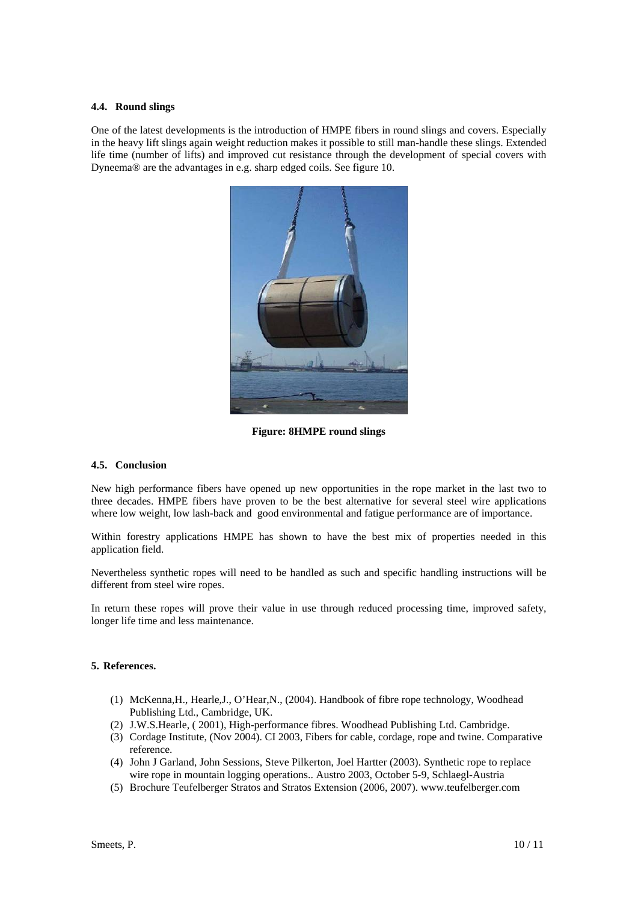### 4.4. Round slings

One of the latest developments is the introduction of HMPE fibers in round slings and covers. Especially in the heavy lift slings again weight reduction makes it possible to still man-handle these slings. Extended life time (number of lifts) and improved cut resistance through the development of special covers with Dyneema® are the advantages in e.g. sharp edged coils. See figure 10.

**Figure: 8HMPE round slings**

### 4.5. Conclusion

New high performance fibers have opened up new opportunities in the rope market in the last two to three decades. HMPE fibers have proven to be the best alternative for several steel wire applications where low weight, low lash-back and good environmental and fatigue performance are of importance.

Within forestry applications HMPE has shown to have the best mix of properties needed in this application field.

Nevertheless synthetic ropes will need to be handled as such and specific handling instructions will be different from steel wire ropes.

In return these ropes will prove their value in use through reduced processing time, improved safety, longer life time and less maintenance.

## 5. References.

(1) McKenna,H., Hearle,J., O'Hear,N., (2004). Handbook of fibre rope technology, Woodhead Publishing Ltd., Cambridge, UK.
(2) J.W.S.Hearle, ( 2001), High-performance fibres. Woodhead Publishing Ltd. Cambridge.
(3) Cordage Institute, (Nov 2004). CI 2003, Fibers for cable, cordage, rope and twine. Comparative reference.
(4) John J Garland, John Sessions, Steve Pilkerton, Joel Hartter (2003). Synthetic rope to replace wire rope in mountain logging operations.. Austro 2003, October 5-9, Schlaegl-Austria
(5) Brochure Teufelberger Stratos and Stratos Extension (2006, 2007). www.teufelberger.com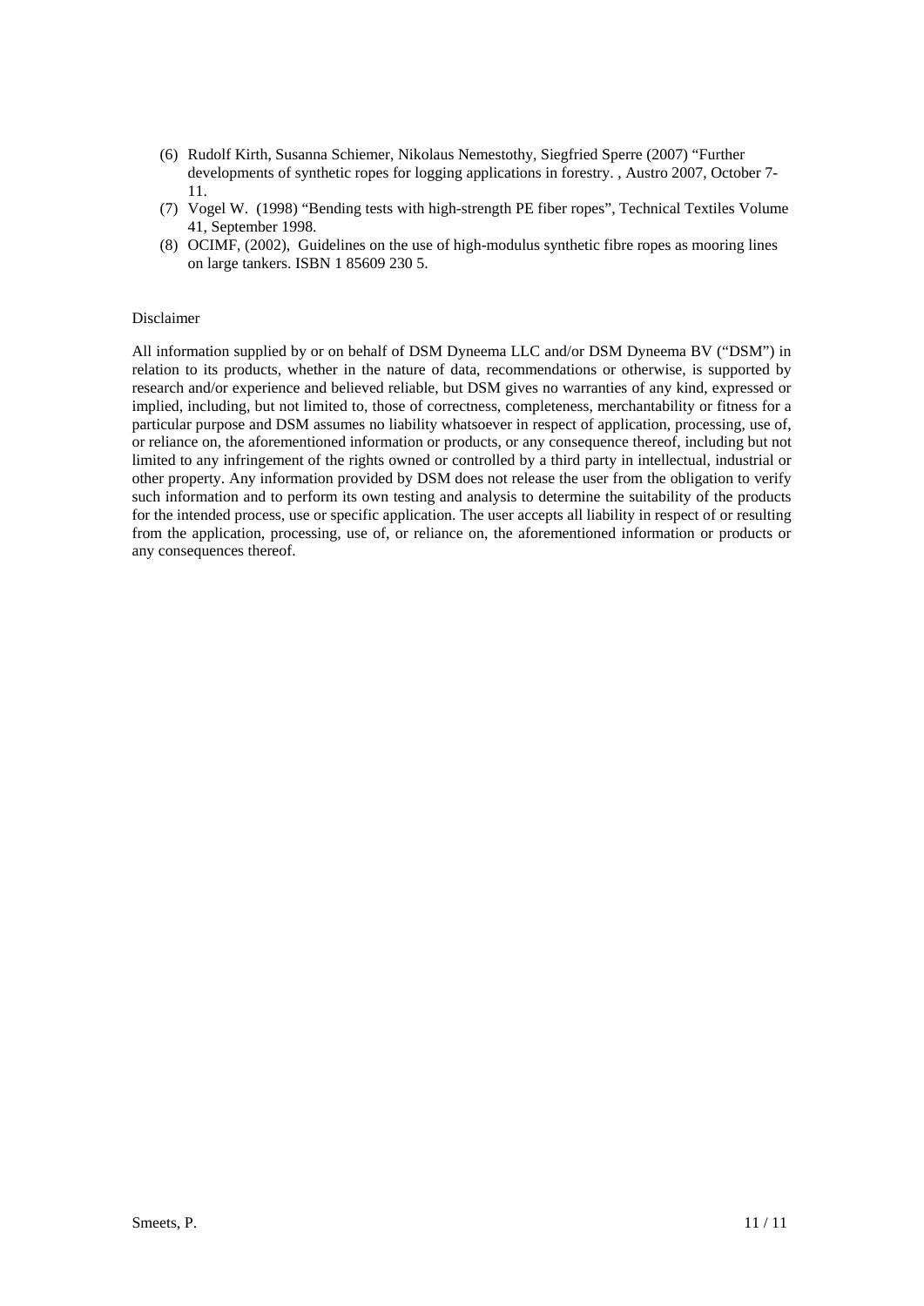(6) Rudolf Kirth, Susanna Schiemer, Nikolaus Nemestothy, Siegfried Sperre (2007) “Further developments of synthetic ropes for logging applications in forestry. , Austro 2007, October 7-11.
(7) Vogel W. (1998) “Bending tests with high-strength PE fiber ropes”, Technical Textiles Volume 41, September 1998.
(8) OCIMF, (2002), Guidelines on the use of high-modulus synthetic fibre ropes as mooring lines on large tankers. ISBN 1 85609 230 5.

Disclaimer

All information supplied by or on behalf of DSM Dyneema LLC and/or DSM Dyneema BV (“DSM”) in relation to its products, whether in the nature of data, recommendations or otherwise, is supported by research and/or experience and believed reliable, but DSM gives no warranties of any kind, expressed or implied, including, but not limited to, those of correctness, completeness, merchantability or fitness for a particular purpose and DSM assumes no liability whatsoever in respect of application, processing, use of, or reliance on, the aforementioned information or products, or any consequence thereof, including but not limited to any infringement of the rights owned or controlled by a third party in intellectual, industrial or other property. Any information provided by DSM does not release the user from the obligation to verify such information and to perform its own testing and analysis to determine the suitability of the products for the intended process, use or specific application. The user accepts all liability in respect of or resulting from the application, processing, use of, or reliance on, the aforementioned information or products or any consequences thereof.